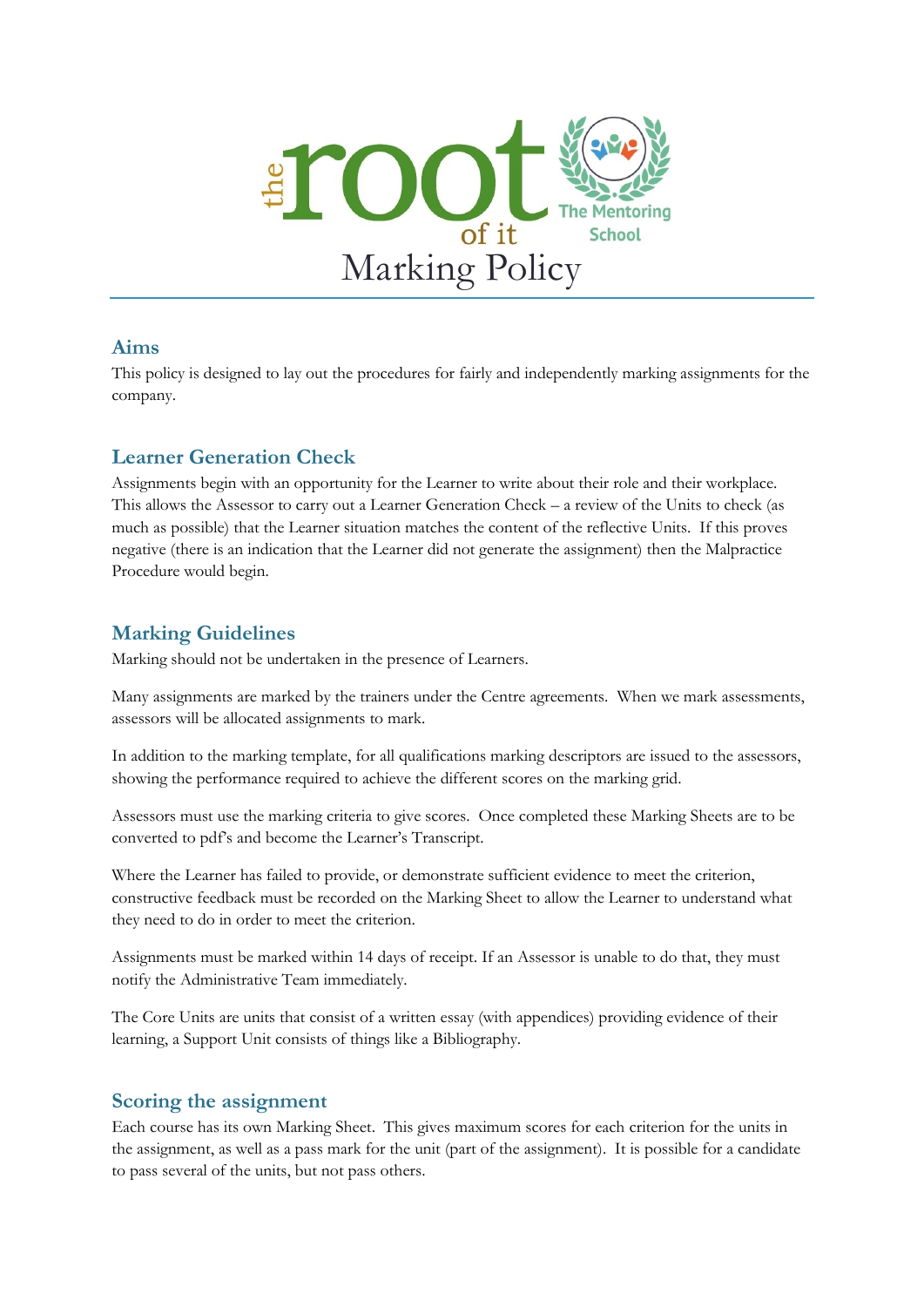# Marking Policy

## Aims

This policy is designed to lay out the procedures for fairly and independently marking assignments for the company.

## Learner Generation Check

Assignments begin with an opportunity for the Learner to write about their role and their workplace. This allows the Assessor to carry out a Learner Generation Check – a review of the Units to check (as much as possible) that the Learner situation matches the content of the reflective Units. If this proves negative (there is an indication that the Learner did not generate the assignment) then the Malpractice Procedure would begin.

## Marking Guidelines

Marking should not be undertaken in the presence of Learners.

Many assignments are marked by the trainers under the Centre agreements. When we mark assessments, assessors will be allocated assignments to mark.

In addition to the marking template, for all qualifications marking descriptors are issued to the assessors, showing the performance required to achieve the different scores on the marking grid.

Assessors must use the marking criteria to give scores. Once completed these Marking Sheets are to be converted to pdf's and become the Learner's Transcript.

Where the Learner has failed to provide, or demonstrate sufficient evidence to meet the criterion, constructive feedback must be recorded on the Marking Sheet to allow the Learner to understand what they need to do in order to meet the criterion.

Assignments must be marked within 14 days of receipt. If an Assessor is unable to do that, they must notify the Administrative Team immediately.

The Core Units are units that consist of a written essay (with appendices) providing evidence of their learning, a Support Unit consists of things like a Bibliography.

## Scoring the assignment

Each course has its own Marking Sheet. This gives maximum scores for each criterion for the units in the assignment, as well as a pass mark for the unit (part of the assignment). It is possible for a candidate to pass several of the units, but not pass others.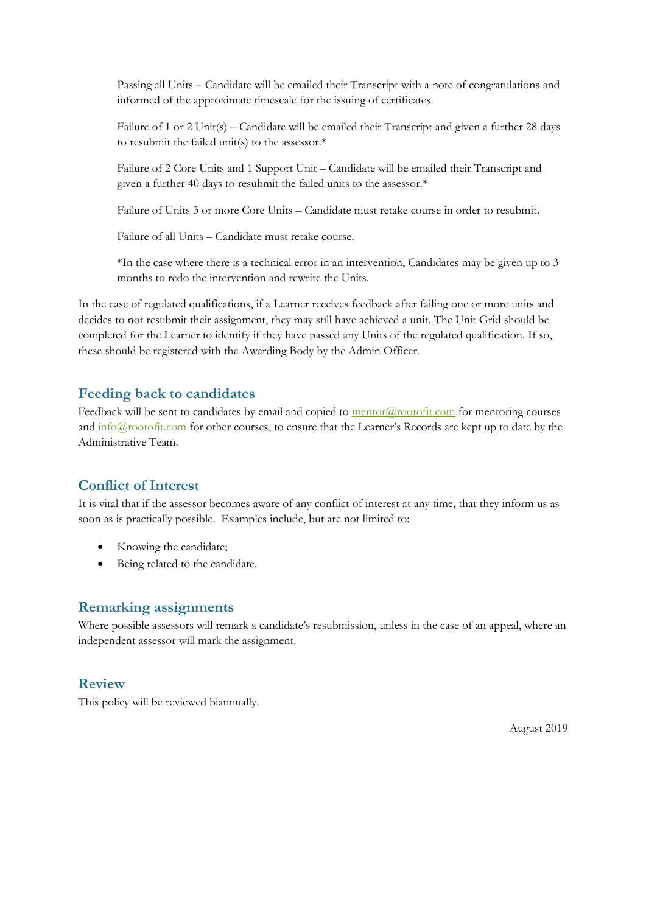Passing all Units – Candidate will be emailed their Transcript with a note of congratulations and informed of the approximate timescale for the issuing of certificates.

Failure of 1 or 2 Unit(s) – Candidate will be emailed their Transcript and given a further 28 days to resubmit the failed unit(s) to the assessor.*

Failure of 2 Core Units and 1 Support Unit – Candidate will be emailed their Transcript and given a further 40 days to resubmit the failed units to the assessor.*

Failure of Units 3 or more Core Units – Candidate must retake course in order to resubmit.

Failure of all Units – Candidate must retake course.

*In the case where there is a technical error in an intervention, Candidates may be given up to 3 months to redo the intervention and rewrite the Units.

In the case of regulated qualifications, if a Learner receives feedback after failing one or more units and decides to not resubmit their assignment, they may still have achieved a unit. The Unit Grid should be completed for the Learner to identify if they have passed any Units of the regulated qualification. If so, these should be registered with the Awarding Body by the Admin Officer.

## Feeding back to candidates

Feedback will be sent to candidates by email and copied to mentor@rootofit.com for mentoring courses and info@rootofit.com for other courses, to ensure that the Learner's Records are kept up to date by the Administrative Team.

## Conflict of Interest

It is vital that if the assessor becomes aware of any conflict of interest at any time, that they inform us as soon as is practically possible. Examples include, but are not limited to:

- Knowing the candidate;
- Being related to the candidate.

## Remarking assignments

Where possible assessors will remark a candidate's resubmission, unless in the case of an appeal, where an independent assessor will mark the assignment.

## Review

This policy will be reviewed biannually.

August 2019